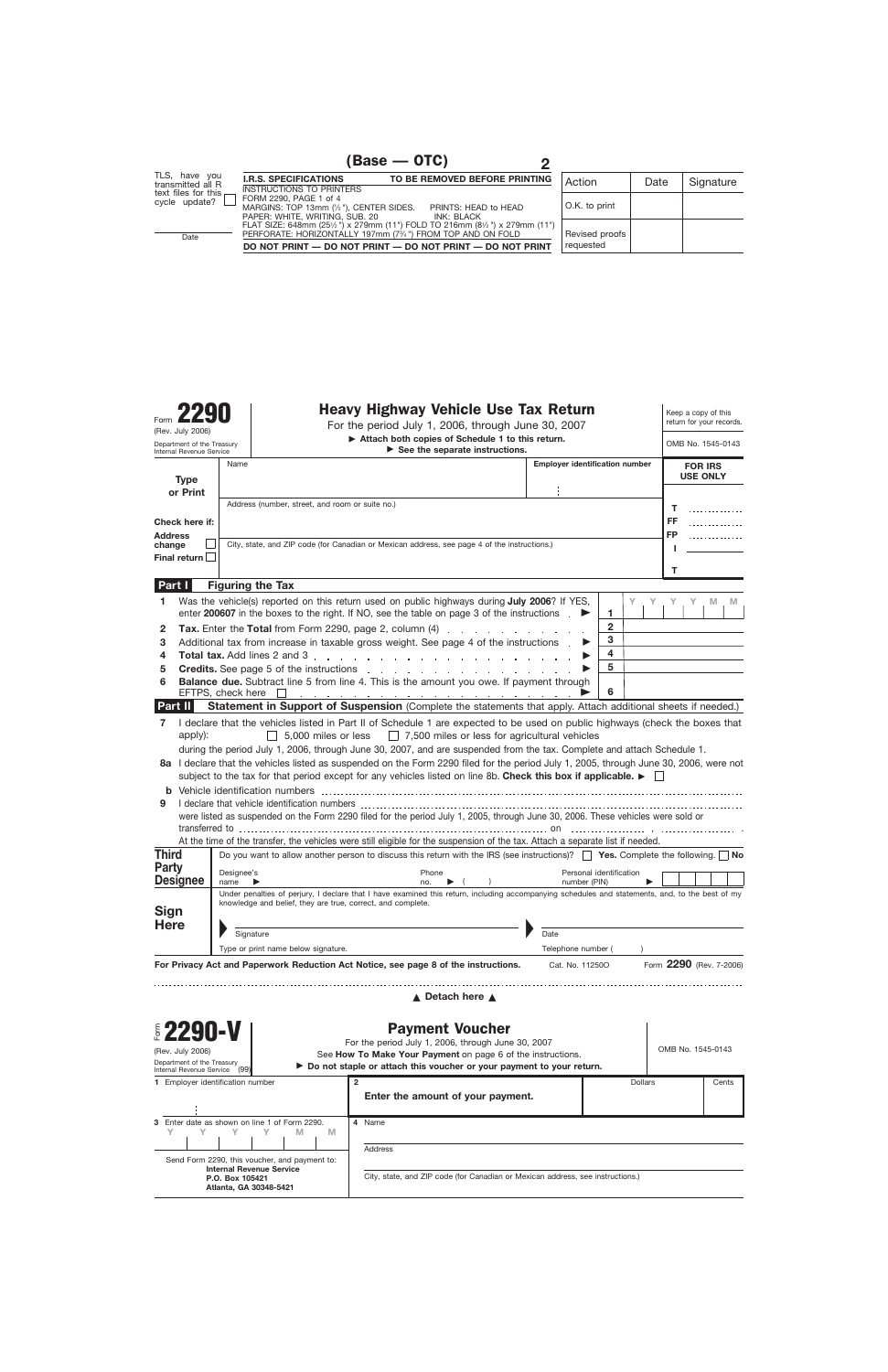(Base — OTC) **2**

TLS, have you transmitted all R text files for this cycle update? ☐

Date

**I.R.S. SPECIFICATIONS** **TO BE REMOVED BEFORE PRINTING**
INSTRUCTIONS TO PRINTERS
FORM 2290, PAGE 1 of 4
MARGINS: TOP 13mm (½"), CENTER SIDES. PRINTS: HEAD to HEAD
PAPER: WHITE, WRITING, SUB. 20 INK: BLACK
FLAT SIZE: 648mm (25½") x 279mm (11") FOLD TO 216mm (8½") x 279mm (11")
PERFORATE: HORIZONTALLY 197mm (7¾") FROM TOP AND ON FOLD
**DO NOT PRINT — DO NOT PRINT — DO NOT PRINT — DO NOT PRINT**

| Action | Date | Signature |
| --- | --- | --- |
| O.K. to print | | |
| Revised proofs requested | | |

# Form 2290 — Heavy Highway Vehicle Use Tax Return

(Rev. July 2006)
Department of the Treasury
Internal Revenue Service

For the period July 1, 2006, through June 30, 2007
▶ Attach both copies of Schedule 1 to this return.
▶ See the separate instructions.

Keep a copy of this return for your records.
OMB No. 1545-0143

**Type or Print**

Name | **Employer identification number**

Address (number, street, and room or suite no.)

City, state, and ZIP code (for Canadian or Mexican address, see page 4 of the instructions.)

Check here if:
Address change ☐
Final return ☐

**FOR IRS USE ONLY**
T
FF
FP
I
T

## Part I Figuring the Tax

| | | | |
| --- | --- | --- | --- |
| **1** | Was the vehicle(s) reported on this return used on public highways during **July 2006**? If YES, enter **200607** in the boxes to the right. If NO, see the table on page 3 of the instructions ▶ | **1** | Y Y Y Y M M |
| **2** | **Tax.** Enter the **Total** from Form 2290, page 2, column (4) | **2** | |
| **3** | Additional tax from increase in taxable gross weight. See page 4 of the instructions ▶ | **3** | |
| **4** | **Total tax.** Add lines 2 and 3 ▶ | **4** | |
| **5** | **Credits.** See page 5 of the instructions ▶ | **5** | |
| **6** | **Balance due.** Subtract line 5 from line 4. This is the amount you owe. If payment through EFTPS, check here ☐ ▶ | **6** | |

## Part II Statement in Support of Suspension (Complete the statements that apply. Attach additional sheets if needed.)

**7** I declare that the vehicles listed in Part II of Schedule 1 are expected to be used on public highways (check the boxes that apply): ☐ 5,000 miles or less ☐ 7,500 miles or less for agricultural vehicles
during the period July 1, 2006, through June 30, 2007, and are suspended from the tax. Complete and attach Schedule 1.

**8a** I declare that the vehicles listed as suspended on the Form 2290 filed for the period July 1, 2005, through June 30, 2006, were not subject to the tax for that period except for any vehicles listed on line 8b. **Check this box if applicable.** ▶ ☐

**b** Vehicle identification numbers ..........

**9** I declare that vehicle identification numbers .......... were listed as suspended on the Form 2290 filed for the period July 1, 2005, through June 30, 2006. These vehicles were sold or transferred to .......... on .......... , ..........
At the time of the transfer, the vehicles were still eligible for the suspension of the tax. Attach a separate list if needed.

**Third Party Designee**
Do you want to allow another person to discuss this return with the IRS (see instructions)? ☐ **Yes.** Complete the following. ☐ **No**
Designee's name ▶ Phone no. ▶ ( ) Personal identification number (PIN) ▶

**Sign Here**
Under penalties of perjury, I declare that I have examined this return, including accompanying schedules and statements, and, to the best of my knowledge and belief, they are true, correct, and complete.

Signature | Date
Type or print name below signature. | Telephone number ( )

**For Privacy Act and Paperwork Reduction Act Notice, see page 8 of the instructions.** Cat. No. 11250O Form **2290** (Rev. 7-2006)

▲ **Detach here** ▲

# Form 2290-V — Payment Voucher

(Rev. July 2006)
Department of the Treasury
Internal Revenue Service (99)

For the period July 1, 2006, through June 30, 2007
See **How To Make Your Payment** on page 6 of the instructions.
▶ **Do not staple or attach this voucher or your payment to your return.**

OMB No. 1545-0143

| | | | |
| --- | --- | --- | --- |
| **1** Employer identification number | **2** **Enter the amount of your payment.** | Dollars | Cents |
| **3** Enter date as shown on line 1 of Form 2290. Y Y Y Y M M | **4** Name | | |
| | Address | | |
| Send Form 2290, this voucher, and payment to: **Internal Revenue Service P.O. Box 105421 Atlanta, GA 30348-5421** | City, state, and ZIP code (for Canadian or Mexican address, see instructions.) | | |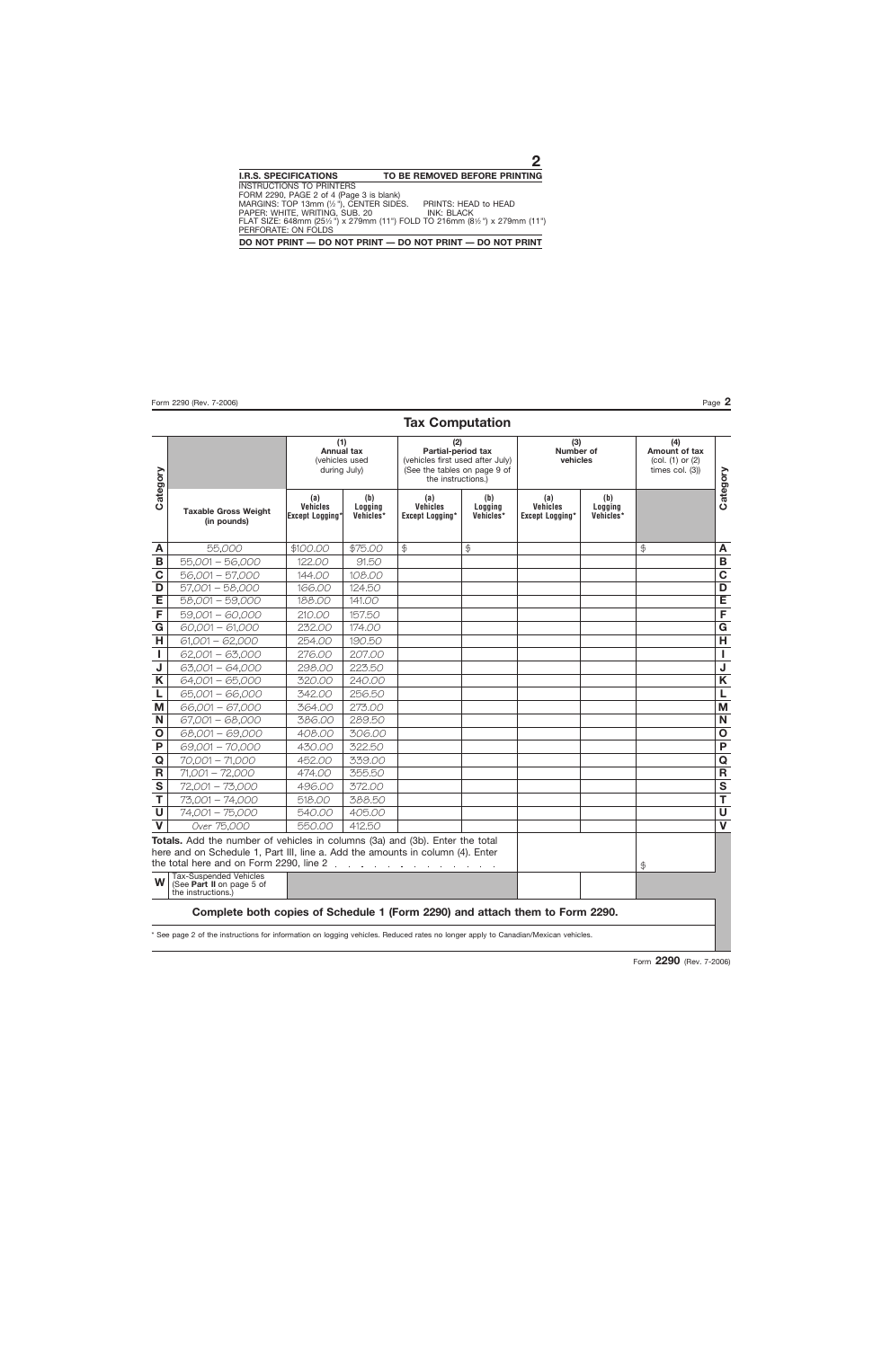I.R.S. SPECIFICATIONS — TO BE REMOVED BEFORE PRINTING

INSTRUCTIONS TO PRINTERS
FORM 2290, PAGE 2 of 4 (Page 3 is blank)
MARGINS: TOP 13mm (½"), CENTER SIDES. PRINTS: HEAD to HEAD
PAPER: WHITE, WRITING, SUB. 20 INK: BLACK
FLAT SIZE: 648mm (25½") x 279mm (11") FOLD TO 216mm (8½") x 279mm (11")
PERFORATE: ON FOLDS

DO NOT PRINT — DO NOT PRINT — DO NOT PRINT — DO NOT PRINT

Form 2290 (Rev. 7-2006)

## Tax Computation

| Category | Taxable Gross Weight (in pounds) | (1) Annual tax (vehicles used during July) | | (2) Partial-period tax (vehicles first used after July) (See the tables on page 9 of the instructions.) | | (3) Number of vehicles | | (4) Amount of tax (col. (1) or (2) times col. (3)) | Category |
|---|---|---|---|---|---|---|---|---|---|
| | | (a) Vehicles Except Logging* | (b) Logging Vehicles* | (a) Vehicles Except Logging* | (b) Logging Vehicles* | (a) Vehicles Except Logging* | (b) Logging Vehicles* | | |
| A | 55,000 | $100.00 | $75.00 | $ | $ | | | $ | A |
| B | 55,001 – 56,000 | 122.00 | 91.50 | | | | | | B |
| C | 56,001 – 57,000 | 144.00 | 108.00 | | | | | | C |
| D | 57,001 – 58,000 | 166.00 | 124.50 | | | | | | D |
| E | 58,001 – 59,000 | 188.00 | 141.00 | | | | | | E |
| F | 59,001 – 60,000 | 210.00 | 157.50 | | | | | | F |
| G | 60,001 – 61,000 | 232.00 | 174.00 | | | | | | G |
| H | 61,001 – 62,000 | 254.00 | 190.50 | | | | | | H |
| I | 62,001 – 63,000 | 276.00 | 207.00 | | | | | | I |
| J | 63,001 – 64,000 | 298.00 | 223.50 | | | | | | J |
| K | 64,001 – 65,000 | 320.00 | 240.00 | | | | | | K |
| L | 65,001 – 66,000 | 342.00 | 256.50 | | | | | | L |
| M | 66,001 – 67,000 | 364.00 | 273.00 | | | | | | M |
| N | 67,001 – 68,000 | 386.00 | 289.50 | | | | | | N |
| O | 68,001 – 69,000 | 408.00 | 306.00 | | | | | | O |
| P | 69,001 – 70,000 | 430.00 | 322.50 | | | | | | P |
| Q | 70,001 – 71,000 | 452.00 | 339.00 | | | | | | Q |
| R | 71,001 – 72,000 | 474.00 | 355.50 | | | | | | R |
| S | 72,001 – 73,000 | 496.00 | 372.00 | | | | | | S |
| T | 73,001 – 74,000 | 518.00 | 388.50 | | | | | | T |
| U | 74,001 – 75,000 | 540.00 | 405.00 | | | | | | U |
| V | Over 75,000 | 550.00 | 412.50 | | | | | | V |
| | **Totals.** Add the number of vehicles in columns (3a) and (3b). Enter the total here and on Schedule 1, Part III, line a. Add the amounts in column (4). Enter the total here and on Form 2290, line 2 | | | | | | | $ | |
| W | Tax-Suspended Vehicles (See **Part II** on page 5 of the instructions.) | | | | | | | | |

**Complete both copies of Schedule 1 (Form 2290) and attach them to Form 2290.**

\* See page 2 of the instructions for information on logging vehicles. Reduced rates no longer apply to Canadian/Mexican vehicles.

Form **2290** (Rev. 7-2006)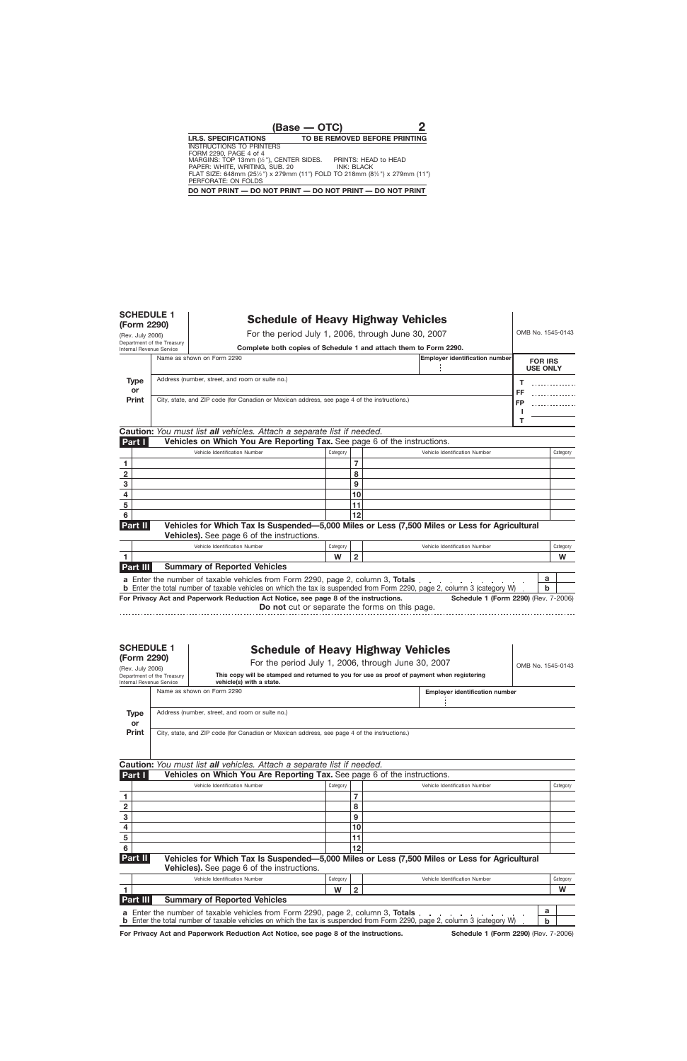(Base — OTC) 2

**I.R.S. SPECIFICATIONS** **TO BE REMOVED BEFORE PRINTING**
INSTRUCTIONS TO PRINTERS
FORM 2290, PAGE 4 of 4
MARGINS: TOP 13mm (½"), CENTER SIDES. PRINTS: HEAD to HEAD
PAPER: WHITE, WRITING, SUB. 20 INK: BLACK
FLAT SIZE: 648mm (25½") x 279mm (11") FOLD TO 218mm (8½") x 279mm (11")
PERFORATE: ON FOLDS

**DO NOT PRINT — DO NOT PRINT — DO NOT PRINT — DO NOT PRINT**

**SCHEDULE 1 (Form 2290)**
(Rev. July 2006)
Department of the Treasury
Internal Revenue Service

# Schedule of Heavy Highway Vehicles

For the period July 1, 2006, through June 30, 2007

**Complete both copies of Schedule 1 and attach them to Form 2290.**

OMB No. 1545-0143

**Type or Print**

Name as shown on Form 2290 | Employer identification number

Address (number, street, and room or suite no.)

City, state, and ZIP code (for Canadian or Mexican address, see page 4 of the instructions.)

**FOR IRS USE ONLY**
T
FF
FP
I
T

**Caution:** *You must list **all** vehicles. Attach a separate list if needed.*

**Part I** **Vehicles on Which You Are Reporting Tax.** See page 6 of the instructions.

| | Vehicle Identification Number | Category | | Vehicle Identification Number | Category |
|---|---|---|---|---|---|
| 1 | | | 7 | | |
| 2 | | | 8 | | |
| 3 | | | 9 | | |
| 4 | | | 10 | | |
| 5 | | | 11 | | |
| 6 | | | 12 | | |

**Part II** **Vehicles for Which Tax Is Suspended—5,000 Miles or Less (7,500 Miles or Less for Agricultural Vehicles).** See page 6 of the instructions.

| | Vehicle Identification Number | Category | | Vehicle Identification Number | Category |
|---|---|---|---|---|---|
| 1 | | W | 2 | | W |

**Part III** **Summary of Reported Vehicles**

**a** Enter the number of taxable vehicles from Form 2290, page 2, column 3, **Totals** . . . . . **a**
**b** Enter the total number of taxable vehicles on which the tax is suspended from Form 2290, page 2, column 3 (category W) . **b**

**For Privacy Act and Paperwork Reduction Act Notice, see page 8 of the instructions.** **Schedule 1 (Form 2290)** (Rev. 7-2006)

**Do not** cut or separate the forms on this page.

**SCHEDULE 1 (Form 2290)**
(Rev. July 2006)
Department of the Treasury
Internal Revenue Service

# Schedule of Heavy Highway Vehicles

For the period July 1, 2006, through June 30, 2007

**This copy will be stamped and returned to you for use as proof of payment when registering vehicle(s) with a state.**

OMB No. 1545-0143

**Type or Print**

Name as shown on Form 2290 | Employer identification number

Address (number, street, and room or suite no.)

City, state, and ZIP code (for Canadian or Mexican address, see page 4 of the instructions.)

**Caution:** *You must list **all** vehicles. Attach a separate list if needed.*

**Part I** **Vehicles on Which You Are Reporting Tax.** See page 6 of the instructions.

| | Vehicle Identification Number | Category | | Vehicle Identification Number | Category |
|---|---|---|---|---|---|
| 1 | | | 7 | | |
| 2 | | | 8 | | |
| 3 | | | 9 | | |
| 4 | | | 10 | | |
| 5 | | | 11 | | |
| 6 | | | 12 | | |

**Part II** **Vehicles for Which Tax Is Suspended—5,000 Miles or Less (7,500 Miles or Less for Agricultural Vehicles).** See page 6 of the instructions.

| | Vehicle Identification Number | Category | | Vehicle Identification Number | Category |
|---|---|---|---|---|---|
| 1 | | W | 2 | | W |

**Part III** **Summary of Reported Vehicles**

**a** Enter the number of taxable vehicles from Form 2290, page 2, column 3, **Totals** . . . . . **a**
**b** Enter the total number of taxable vehicles on which the tax is suspended from Form 2290, page 2, column 3 (category W) . **b**

**For Privacy Act and Paperwork Reduction Act Notice, see page 8 of the instructions.** **Schedule 1 (Form 2290)** (Rev. 7-2006)